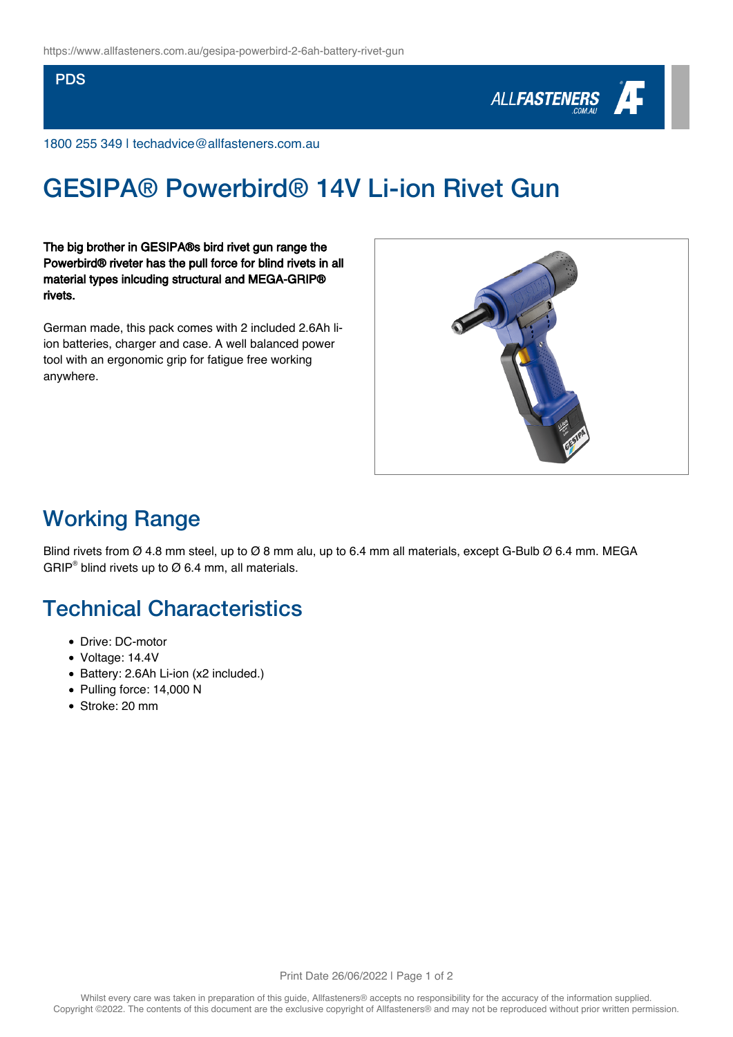PDS

1800 255 349 | techadvice@allfasteners.com.au

# GESIPA® Powerbird® 14V Li-ion Rivet Gun

**The big brother in GESIPA®s bird rivet gun range the Powerbird® riveter has the pull force for blind rivets in all material types inlcuding structural and MEGA-GRIP® rivets.**

German made, this pack comes with 2 included 2.6Ah li-ion batteries, charger and case. A well balanced power tool with an ergonomic grip for fatigue free working anywhere.

## Working Range

Blind rivets from Ø 4.8 mm steel, up to Ø 8 mm alu, up to 6.4 mm all materials, except G-Bulb Ø 6.4 mm. MEGA GRIP® blind rivets up to Ø 6.4 mm, all materials.

## Technical Characteristics

- Drive: DC-motor
- Voltage: 14.4V
- Battery: 2.6Ah Li-ion (x2 included.)
- Pulling force: 14,000 N
- Stroke: 20 mm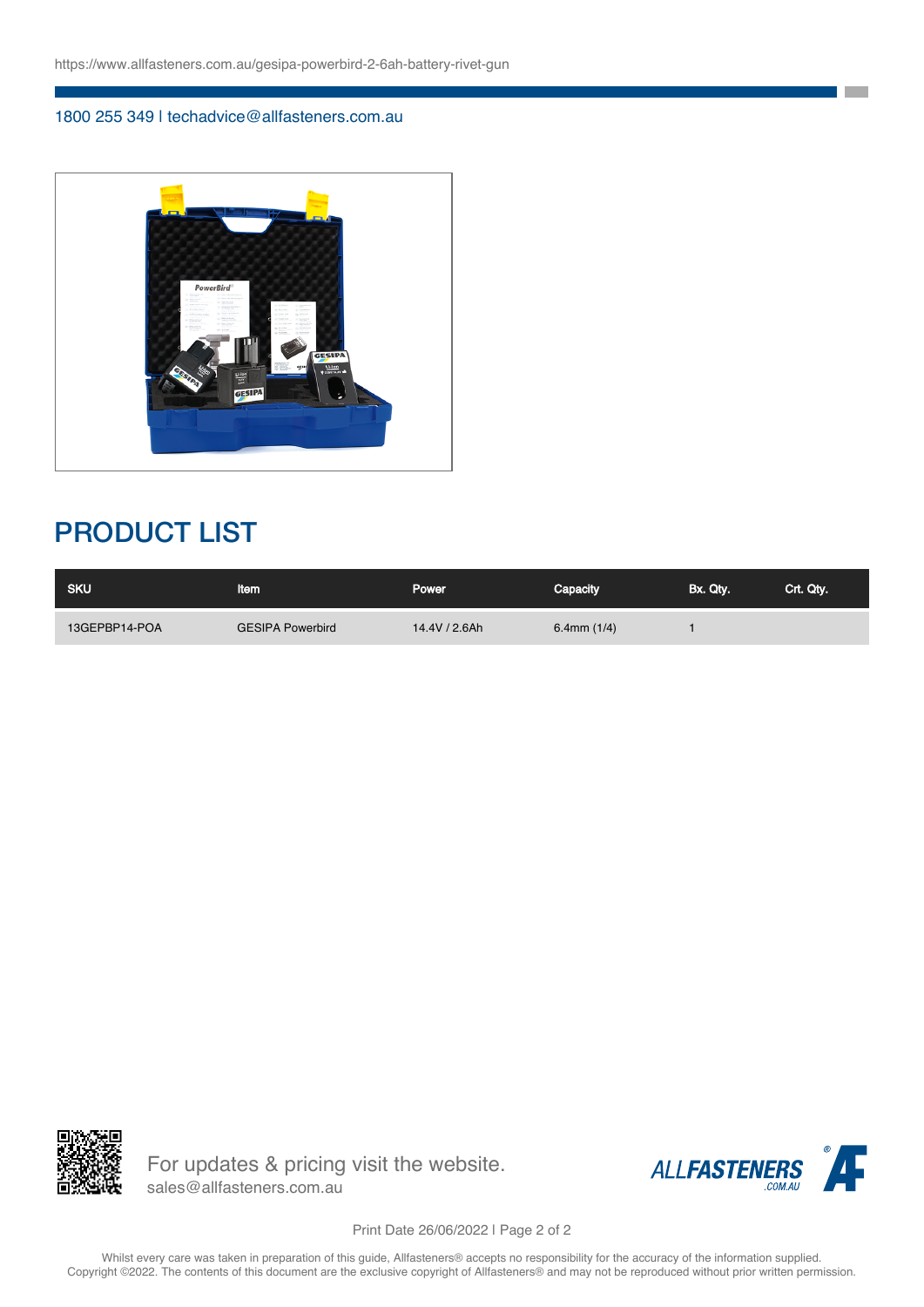https://www.allfasteners.com.au/gesipa-powerbird-2-6ah-battery-rivet-gun

1800 255 349 I techadvice@allfasteners.com.au

## PRODUCT LIST

| SKU | Item | Power | Capacity | Bx. Qty. | Crt. Qty. |
|---|---|---|---|---|---|
| 13GEPBP14-POA | GESIPA Powerbird | 14.4V / 2.6Ah | 6.4mm (1/4) | 1 | |

For updates & pricing visit the website.
sales@allfasteners.com.au

Print Date 26/06/2022 I Page 2 of 2

Whilst every care was taken in preparation of this guide, Allfasteners® accepts no responsibility for the accuracy of the information supplied.
Copyright ©2022. The contents of this document are the exclusive copyright of Allfasteners® and may not be reproduced without prior written permission.